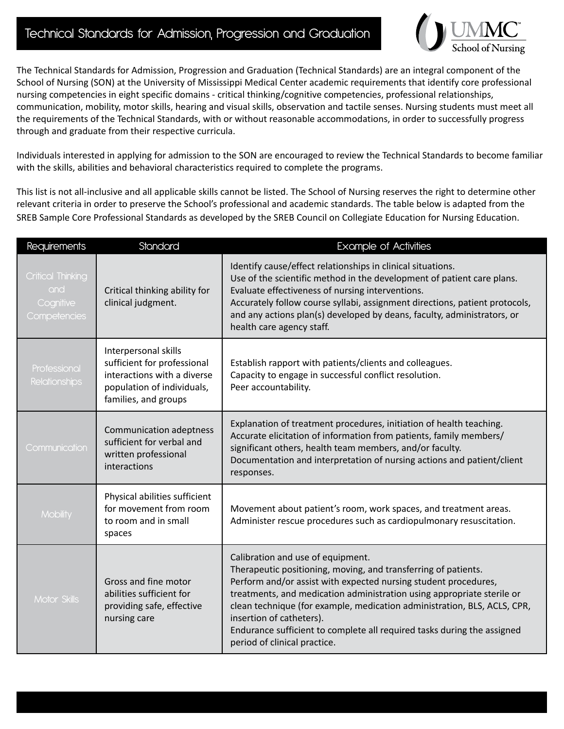# Technical Standards for Admission, Progression and Graduation

The Technical Standards for Admission, Progression and Graduation (Technical Standards) are an integral component of the School of Nursing (SON) at the University of Mississippi Medical Center academic requirements that identify core professional nursing competencies in eight specific domains - critical thinking/cognitive competencies, professional relationships, communication, mobility, motor skills, hearing and visual skills, observation and tactile senses. Nursing students must meet all the requirements of the Technical Standards, with or without reasonable accommodations, in order to successfully progress through and graduate from their respective curricula.

Individuals interested in applying for admission to the SON are encouraged to review the Technical Standards to become familiar with the skills, abilities and behavioral characteristics required to complete the programs.

This list is not all-inclusive and all applicable skills cannot be listed. The School of Nursing reserves the right to determine other relevant criteria in order to preserve the School's professional and academic standards. The table below is adapted from the SREB Sample Core Professional Standards as developed by the SREB Council on Collegiate Education for Nursing Education.

| Requirements | Standard | Example of Activities |
|---|---|---|
| Critical Thinking and Cognitive Competencies | Critical thinking ability for clinical judgment. | Identify cause/effect relationships in clinical situations.<br>Use of the scientific method in the development of patient care plans.<br>Evaluate effectiveness of nursing interventions.<br>Accurately follow course syllabi, assignment directions, patient protocols, and any actions plan(s) developed by deans, faculty, administrators, or health care agency staff. |
| Professional Relationships | Interpersonal skills sufficient for professional interactions with a diverse population of individuals, families, and groups | Establish rapport with patients/clients and colleagues.<br>Capacity to engage in successful conflict resolution.<br>Peer accountability. |
| Communication | Communication adeptness sufficient for verbal and written professional interactions | Explanation of treatment procedures, initiation of health teaching.<br>Accurate elicitation of information from patients, family members/ significant others, health team members, and/or faculty.<br>Documentation and interpretation of nursing actions and patient/client responses. |
| Mobility | Physical abilities sufficient for movement from room to room and in small spaces | Movement about patient's room, work spaces, and treatment areas.<br>Administer rescue procedures such as cardiopulmonary resuscitation. |
| Motor Skills | Gross and fine motor abilities sufficient for providing safe, effective nursing care | Calibration and use of equipment.<br>Therapeutic positioning, moving, and transferring of patients.<br>Perform and/or assist with expected nursing student procedures, treatments, and medication administration using appropriate sterile or clean technique (for example, medication administration, BLS, ACLS, CPR, insertion of catheters).<br>Endurance sufficient to complete all required tasks during the assigned period of clinical practice. |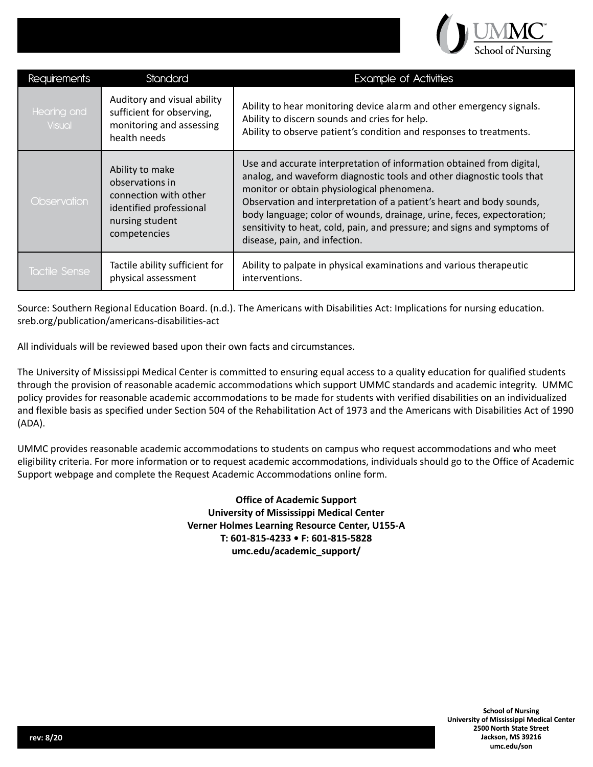| Requirements | Standard | Example of Activities |
| --- | --- | --- |
| Hearing and Visual | Auditory and visual ability sufficient for observing, monitoring and assessing health needs | Ability to hear monitoring device alarm and other emergency signals.<br>Ability to discern sounds and cries for help.<br>Ability to observe patient's condition and responses to treatments. |
| Observation | Ability to make observations in connection with other identified professional nursing student competencies | Use and accurate interpretation of information obtained from digital, analog, and waveform diagnostic tools and other diagnostic tools that monitor or obtain physiological phenomena.<br>Observation and interpretation of a patient's heart and body sounds, body language; color of wounds, drainage, urine, feces, expectoration; sensitivity to heat, cold, pain, and pressure; and signs and symptoms of disease, pain, and infection. |
| Tactile Sense | Tactile ability sufficient for physical assessment | Ability to palpate in physical examinations and various therapeutic interventions. |

Source: Southern Regional Education Board. (n.d.). The Americans with Disabilities Act: Implications for nursing education. sreb.org/publication/americans-disabilities-act

All individuals will be reviewed based upon their own facts and circumstances.

The University of Mississippi Medical Center is committed to ensuring equal access to a quality education for qualified students through the provision of reasonable academic accommodations which support UMMC standards and academic integrity. UMMC policy provides for reasonable academic accommodations to be made for students with verified disabilities on an individualized and flexible basis as specified under Section 504 of the Rehabilitation Act of 1973 and the Americans with Disabilities Act of 1990 (ADA).

UMMC provides reasonable academic accommodations to students on campus who request accommodations and who meet eligibility criteria. For more information or to request academic accommodations, individuals should go to the Office of Academic Support webpage and complete the Request Academic Accommodations online form.

**Office of Academic Support**
**University of Mississippi Medical Center**
**Verner Holmes Learning Resource Center, U155-A**
**T: 601-815-4233 • F: 601-815-5828**
**umc.edu/academic_support/**

rev: 8/20

**School of Nursing**
**University of Mississippi Medical Center**
**2500 North State Street**
**Jackson, MS 39216**
**umc.edu/son**